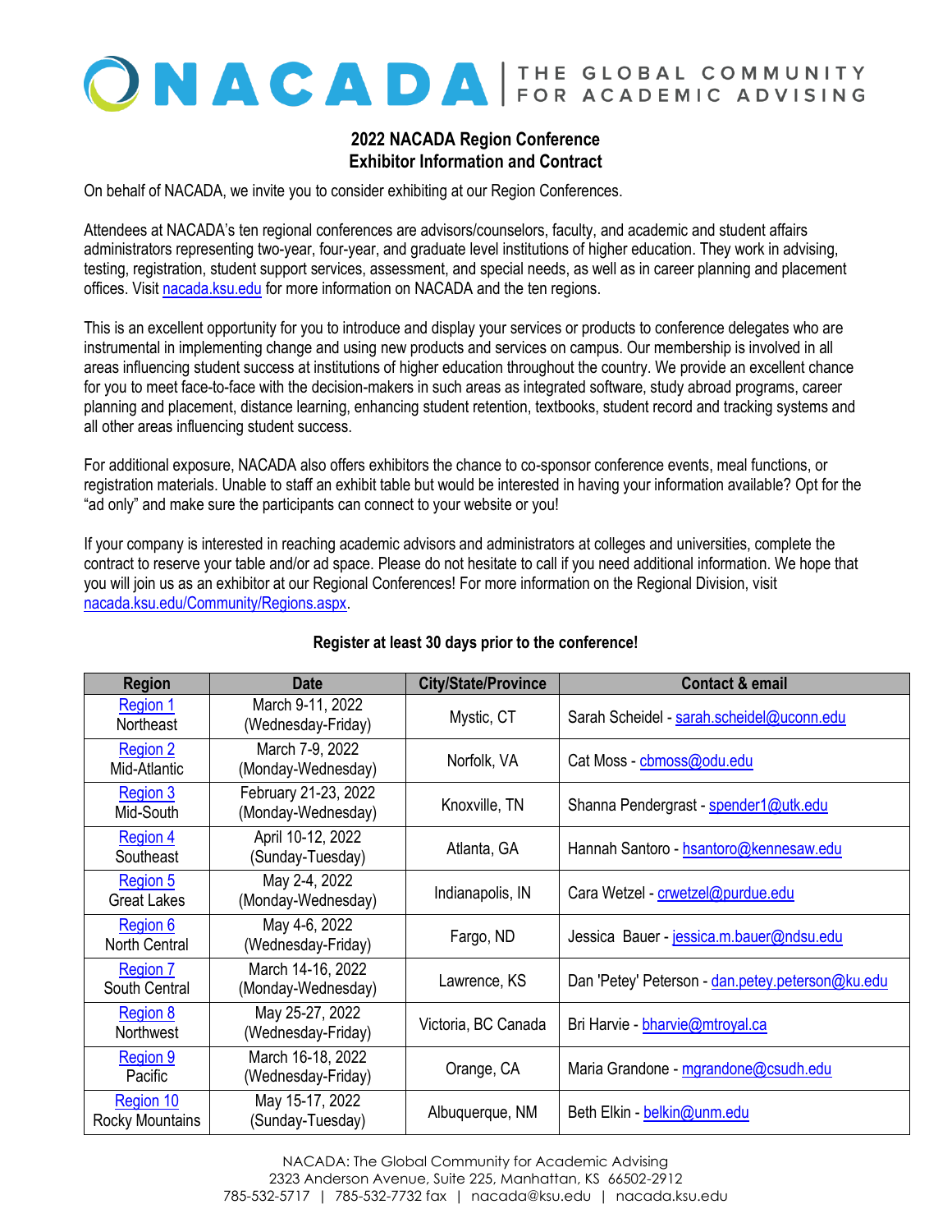# NACADA | THE GLOBAL COMMUNITY FOR ACADEMIC ADVISING

## 2022 NACADA Region Conference
## Exhibitor Information and Contract

On behalf of NACADA, we invite you to consider exhibiting at our Region Conferences.

Attendees at NACADA's ten regional conferences are advisors/counselors, faculty, and academic and student affairs administrators representing two-year, four-year, and graduate level institutions of higher education. They work in advising, testing, registration, student support services, assessment, and special needs, as well as in career planning and placement offices. Visit nacada.ksu.edu for more information on NACADA and the ten regions.

This is an excellent opportunity for you to introduce and display your services or products to conference delegates who are instrumental in implementing change and using new products and services on campus. Our membership is involved in all areas influencing student success at institutions of higher education throughout the country. We provide an excellent chance for you to meet face-to-face with the decision-makers in such areas as integrated software, study abroad programs, career planning and placement, distance learning, enhancing student retention, textbooks, student record and tracking systems and all other areas influencing student success.

For additional exposure, NACADA also offers exhibitors the chance to co-sponsor conference events, meal functions, or registration materials. Unable to staff an exhibit table but would be interested in having your information available? Opt for the "ad only" and make sure the participants can connect to your website or you!

If your company is interested in reaching academic advisors and administrators at colleges and universities, complete the contract to reserve your table and/or ad space. Please do not hesitate to call if you need additional information. We hope that you will join us as an exhibitor at our Regional Conferences! For more information on the Regional Division, visit nacada.ksu.edu/Community/Regions.aspx.

**Register at least 30 days prior to the conference!**

| Region | Date | City/State/Province | Contact & email |
|---|---|---|---|
| Region 1 Northeast | March 9-11, 2022 (Wednesday-Friday) | Mystic, CT | Sarah Scheidel - sarah.scheidel@uconn.edu |
| Region 2 Mid-Atlantic | March 7-9, 2022 (Monday-Wednesday) | Norfolk, VA | Cat Moss - cbmoss@odu.edu |
| Region 3 Mid-South | February 21-23, 2022 (Monday-Wednesday) | Knoxville, TN | Shanna Pendergrast - spender1@utk.edu |
| Region 4 Southeast | April 10-12, 2022 (Sunday-Tuesday) | Atlanta, GA | Hannah Santoro - hsantoro@kennesaw.edu |
| Region 5 Great Lakes | May 2-4, 2022 (Monday-Wednesday) | Indianapolis, IN | Cara Wetzel - crwetzel@purdue.edu |
| Region 6 North Central | May 4-6, 2022 (Wednesday-Friday) | Fargo, ND | Jessica Bauer - jessica.m.bauer@ndsu.edu |
| Region 7 South Central | March 14-16, 2022 (Monday-Wednesday) | Lawrence, KS | Dan 'Petey' Peterson - dan.petey.peterson@ku.edu |
| Region 8 Northwest | May 25-27, 2022 (Wednesday-Friday) | Victoria, BC Canada | Bri Harvie - bharvie@mtroyal.ca |
| Region 9 Pacific | March 16-18, 2022 (Wednesday-Friday) | Orange, CA | Maria Grandone - mgrandone@csudh.edu |
| Region 10 Rocky Mountains | May 15-17, 2022 (Sunday-Tuesday) | Albuquerque, NM | Beth Elkin - belkin@unm.edu |

NACADA: The Global Community for Academic Advising
2323 Anderson Avenue, Suite 225, Manhattan, KS 66502-2912
785-532-5717 | 785-532-7732 fax | nacada@ksu.edu | nacada.ksu.edu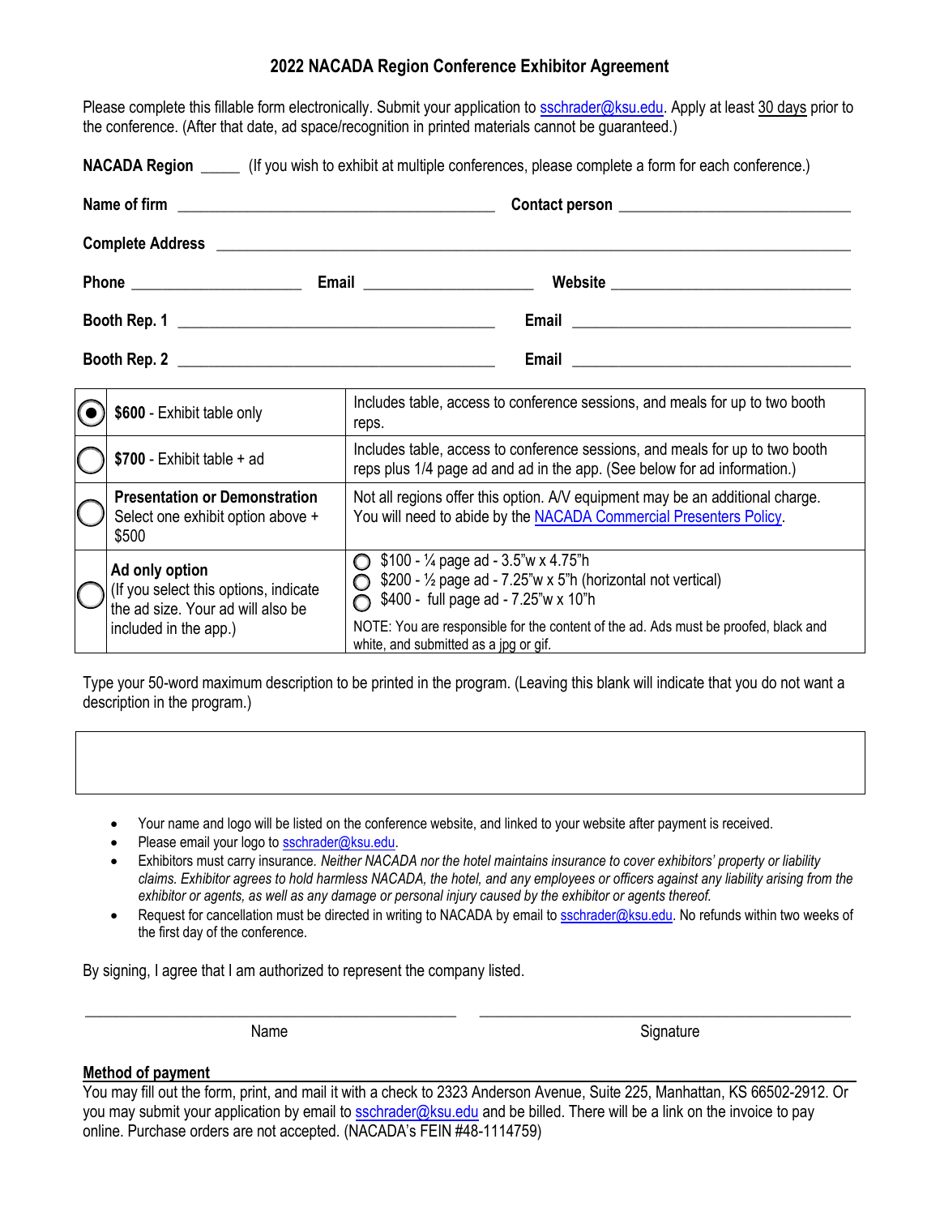# 2022 NACADA Region Conference Exhibitor Agreement

Please complete this fillable form electronically. Submit your application to sschrader@ksu.edu. Apply at least 30 days prior to the conference. (After that date, ad space/recognition in printed materials cannot be guaranteed.)

**NACADA Region** _____ (If you wish to exhibit at multiple conferences, please complete a form for each conference.)

**Name of firm** ________________________________ **Contact person** ________________________

**Complete Address** ________________________________________________________________

**Phone** __________________ **Email** __________________ **Website** ________________________

**Booth Rep. 1** ________________________________ **Email** ____________________________

**Booth Rep. 2** ________________________________ **Email** ____________________________

| | | |
|---|---|---|
| ◉ | **$600** - Exhibit table only | Includes table, access to conference sessions, and meals for up to two booth reps. |
| ◯ | **$700** - Exhibit table + ad | Includes table, access to conference sessions, and meals for up to two booth reps plus 1/4 page ad and ad in the app. (See below for ad information.) |
| ◯ | **Presentation or Demonstration** Select one exhibit option above + $500 | Not all regions offer this option. A/V equipment may be an additional charge. You will need to abide by the NACADA Commercial Presenters Policy. |
| ◯ | **Ad only option** (If you select this options, indicate the ad size. Your ad will also be included in the app.) | ◯ $100 - ¼ page ad - 3.5"w x 4.75"h<br>◯ $200 - ½ page ad - 7.25"w x 5"h (horizontal not vertical)<br>◯ $400 - full page ad - 7.25"w x 10"h<br>NOTE: You are responsible for the content of the ad. Ads must be proofed, black and white, and submitted as a jpg or gif. |

Type your 50-word maximum description to be printed in the program. (Leaving this blank will indicate that you do not want a description in the program.)

- Your name and logo will be listed on the conference website, and linked to your website after payment is received.
- Please email your logo to sschrader@ksu.edu.
- Exhibitors must carry insurance. *Neither NACADA nor the hotel maintains insurance to cover exhibitors' property or liability claims. Exhibitor agrees to hold harmless NACADA, the hotel, and any employees or officers against any liability arising from the exhibitor or agents, as well as any damage or personal injury caused by the exhibitor or agents thereof.*
- Request for cancellation must be directed in writing to NACADA by email to sschrader@ksu.edu. No refunds within two weeks of the first day of the conference.

By signing, I agree that I am authorized to represent the company listed.

________________________________ Name

________________________________ Signature

**Method of payment**

You may fill out the form, print, and mail it with a check to 2323 Anderson Avenue, Suite 225, Manhattan, KS 66502-2912. Or you may submit your application by email to sschrader@ksu.edu and be billed. There will be a link on the invoice to pay online. Purchase orders are not accepted. (NACADA's FEIN #48-1114759)